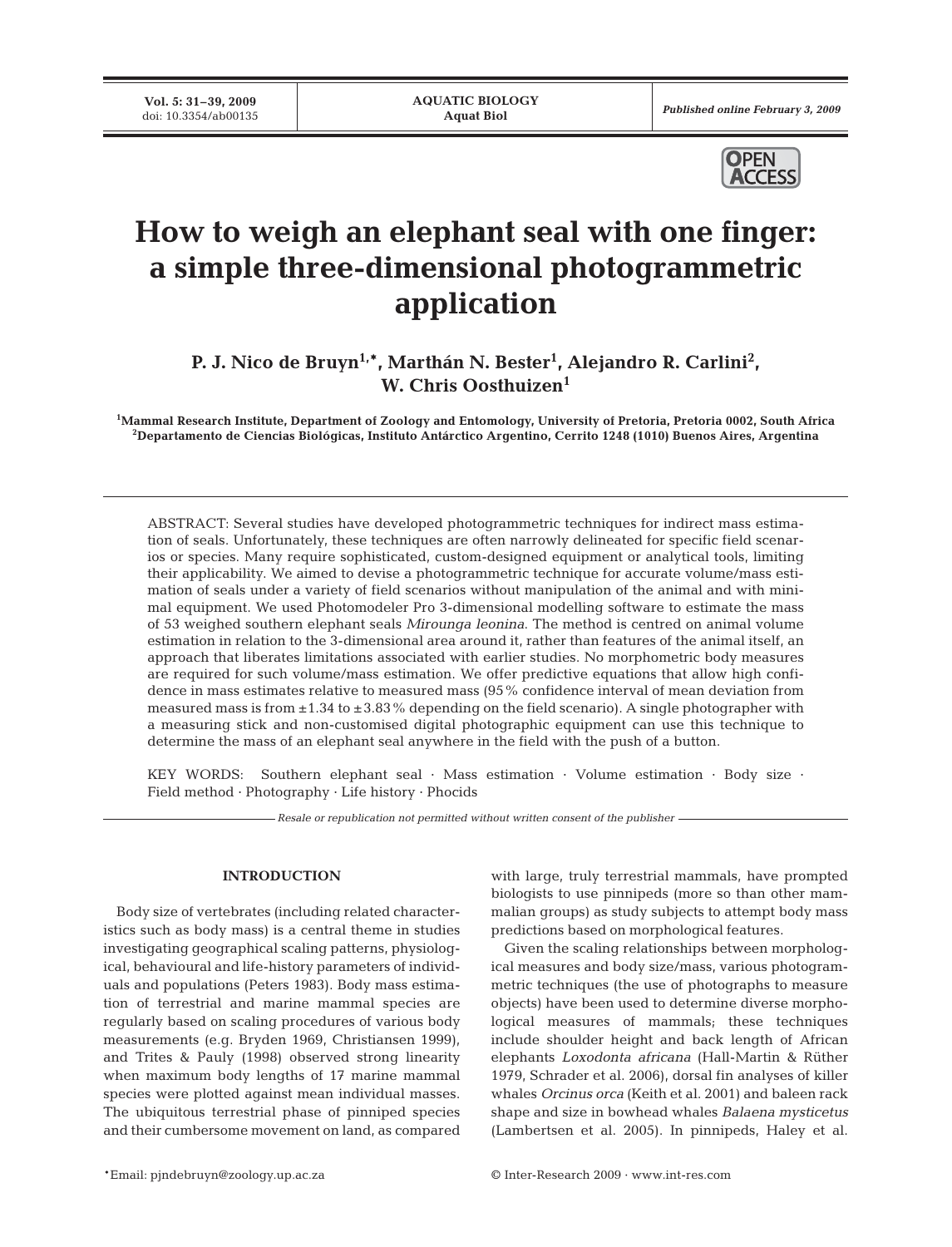# How to weigh an elephant seal with one finger: a simple three-dimensional photogrammetric application

**P. J. Nico de Bruyn[1,*], Marthán N. Bester[1], Alejandro R. Carlini[2], W. Chris Oosthuizen[1]**

[1]Mammal Research Institute, Department of Zoology and Entomology, University of Pretoria, Pretoria 0002, South Africa
[2]Departamento de Ciencias Biológicas, Instituto Antárctico Argentino, Cerrito 1248 (1010) Buenos Aires, Argentina

ABSTRACT: Several studies have developed photogrammetric techniques for indirect mass estimation of seals. Unfortunately, these techniques are often narrowly delineated for specific field scenarios or species. Many require sophisticated, custom-designed equipment or analytical tools, limiting their applicability. We aimed to devise a photogrammetric technique for accurate volume/mass estimation of seals under a variety of field scenarios without manipulation of the animal and with minimal equipment. We used Photomodeler Pro 3-dimensional modelling software to estimate the mass of 53 weighed southern elephant seals *Mirounga leonina*. The method is centred on animal volume estimation in relation to the 3-dimensional area around it, rather than features of the animal itself, an approach that liberates limitations associated with earlier studies. No morphometric body measures are required for such volume/mass estimation. We offer predictive equations that allow high confidence in mass estimates relative to measured mass (95% confidence interval of mean deviation from measured mass is from ±1.34 to ±3.83% depending on the field scenario). A single photographer with a measuring stick and non-customised digital photographic equipment can use this technique to determine the mass of an elephant seal anywhere in the field with the push of a button.

KEY WORDS: Southern elephant seal · Mass estimation · Volume estimation · Body size · Field method · Photography · Life history · Phocids

*Resale or republication not permitted without written consent of the publisher*

## INTRODUCTION

Body size of vertebrates (including related characteristics such as body mass) is a central theme in studies investigating geographical scaling patterns, physiological, behavioural and life-history parameters of individuals and populations (Peters 1983). Body mass estimation of terrestrial and marine mammal species are regularly based on scaling procedures of various body measurements (e.g. Bryden 1969, Christiansen 1999), and Trites & Pauly (1998) observed strong linearity when maximum body lengths of 17 marine mammal species were plotted against mean individual masses. The ubiquitous terrestrial phase of pinniped species and their cumbersome movement on land, as compared with large, truly terrestrial mammals, have prompted biologists to use pinnipeds (more so than other mammalian groups) as study subjects to attempt body mass predictions based on morphological features.

Given the scaling relationships between morphological measures and body size/mass, various photogrammetric techniques (the use of photographs to measure objects) have been used to determine diverse morphological measures of mammals; these techniques include shoulder height and back length of African elephants *Loxodonta africana* (Hall-Martin & Rüther 1979, Schrader et al. 2006), dorsal fin analyses of killer whales *Orcinus orca* (Keith et al. 2001) and baleen rack shape and size in bowhead whales *Balaena mysticetus* (Lambertsen et al. 2005). In pinnipeds, Haley et al.

*Email: pjndebruyn@zoology.up.ac.za

© Inter-Research 2009 · www.int-res.com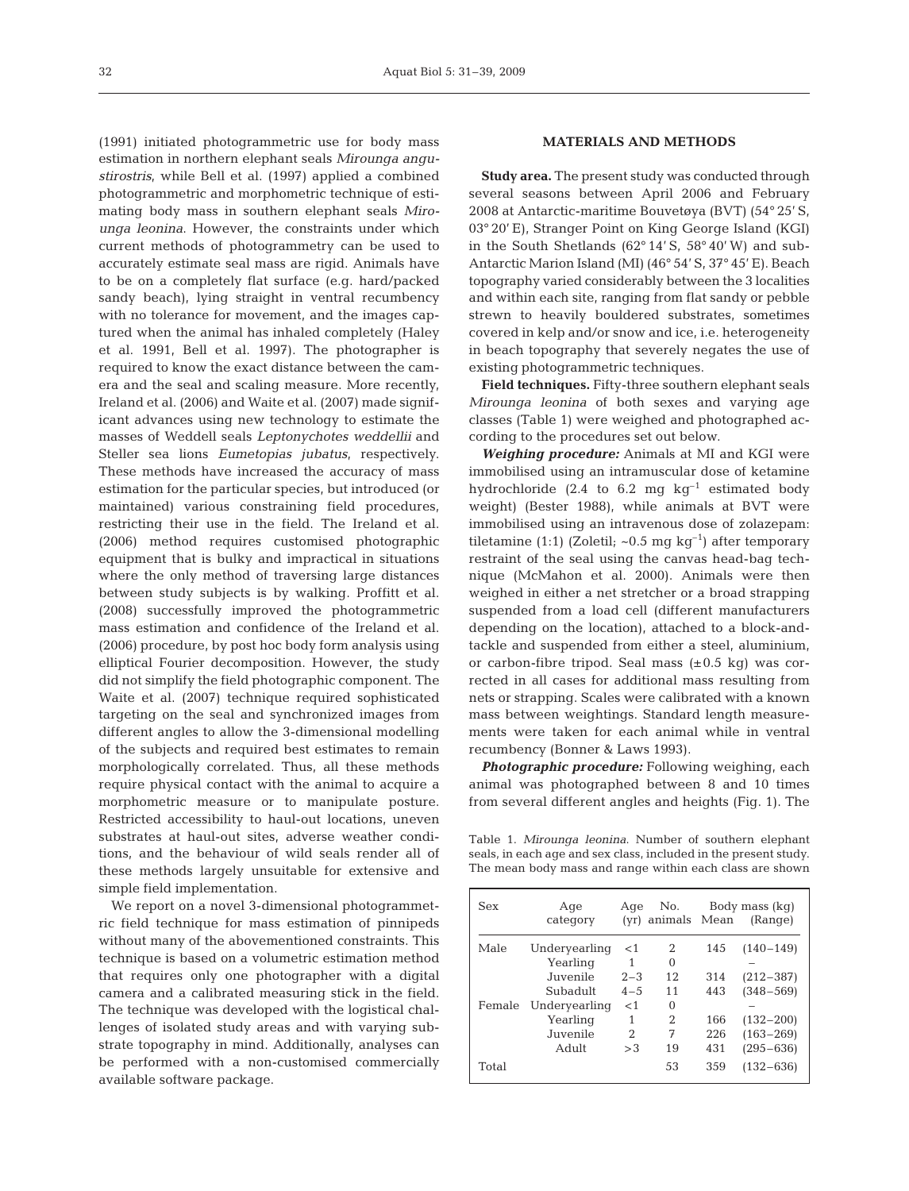(1991) initiated photogrammetric use for body mass estimation in northern elephant seals *Mirounga angustirostris*, while Bell et al. (1997) applied a combined photogrammetric and morphometric technique of estimating body mass in southern elephant seals *Mirounga leonina*. However, the constraints under which current methods of photogrammetry can be used to accurately estimate seal mass are rigid. Animals have to be on a completely flat surface (e.g. hard/packed sandy beach), lying straight in ventral recumbency with no tolerance for movement, and the images captured when the animal has inhaled completely (Haley et al. 1991, Bell et al. 1997). The photographer is required to know the exact distance between the camera and the seal and scaling measure. More recently, Ireland et al. (2006) and Waite et al. (2007) made significant advances using new technology to estimate the masses of Weddell seals *Leptonychotes weddellii* and Steller sea lions *Eumetopias jubatus*, respectively. These methods have increased the accuracy of mass estimation for the particular species, but introduced (or maintained) various constraining field procedures, restricting their use in the field. The Ireland et al. (2006) method requires customised photographic equipment that is bulky and impractical in situations where the only method of traversing large distances between study subjects is by walking. Proffitt et al. (2008) successfully improved the photogrammetric mass estimation and confidence of the Ireland et al. (2006) procedure, by post hoc body form analysis using elliptical Fourier decomposition. However, the study did not simplify the field photographic component. The Waite et al. (2007) technique required sophisticated targeting on the seal and synchronized images from different angles to allow the 3-dimensional modelling of the subjects and required best estimates to remain morphologically correlated. Thus, all these methods require physical contact with the animal to acquire a morphometric measure or to manipulate posture. Restricted accessibility to haul-out locations, uneven substrates at haul-out sites, adverse weather conditions, and the behaviour of wild seals render all of these methods largely unsuitable for extensive and simple field implementation.

We report on a novel 3-dimensional photogrammetric field technique for mass estimation of pinnipeds without many of the abovementioned constraints. This technique is based on a volumetric estimation method that requires only one photographer with a digital camera and a calibrated measuring stick in the field. The technique was developed with the logistical challenges of isolated study areas and with varying substrate topography in mind. Additionally, analyses can be performed with a non-customised commercially available software package.

## MATERIALS AND METHODS

**Study area.** The present study was conducted through several seasons between April 2006 and February 2008 at Antarctic-maritime Bouvetøya (BVT) (54° 25′ S, 03° 20′ E), Stranger Point on King George Island (KGI) in the South Shetlands (62° 14′ S, 58° 40′ W) and sub-Antarctic Marion Island (MI) (46° 54′ S, 37° 45′ E). Beach topography varied considerably between the 3 localities and within each site, ranging from flat sandy or pebble strewn to heavily bouldered substrates, sometimes covered in kelp and/or snow and ice, i.e. heterogeneity in beach topography that severely negates the use of existing photogrammetric techniques.

**Field techniques.** Fifty-three southern elephant seals *Mirounga leonina* of both sexes and varying age classes (Table 1) were weighed and photographed according to the procedures set out below.

***Weighing procedure:*** Animals at MI and KGI were immobilised using an intramuscular dose of ketamine hydrochloride (2.4 to 6.2 mg kg$^{-1}$ estimated body weight) (Bester 1988), while animals at BVT were immobilised using an intravenous dose of zolazepam: tiletamine (1:1) (Zoletil; ~0.5 mg kg$^{-1}$) after temporary restraint of the seal using the canvas head-bag technique (McMahon et al. 2000). Animals were then weighed in either a net stretcher or a broad strapping suspended from a load cell (different manufacturers depending on the location), attached to a block-and-tackle and suspended from either a steel, aluminium, or carbon-fibre tripod. Seal mass (±0.5 kg) was corrected in all cases for additional mass resulting from nets or strapping. Scales were calibrated with a known mass between weightings. Standard length measurements were taken for each animal while in ventral recumbency (Bonner & Laws 1993).

***Photographic procedure:*** Following weighing, each animal was photographed between 8 and 10 times from several different angles and heights (Fig. 1). The

Table 1. *Mirounga leonina*. Number of southern elephant seals, in each age and sex class, included in the present study. The mean body mass and range within each class are shown

| Sex | Age category | Age (yr) | No. animals | Body mass (kg) Mean | (Range) |
|---|---|---|---|---|---|
| Male | Underyearling | <1 | 2 | 145 | (140–149) |
| | Yearling | 1 | 0 | | – |
| | Juvenile | 2–3 | 12 | 314 | (212–387) |
| | Subadult | 4–5 | 11 | 443 | (348–569) |
| Female | Underyearling | <1 | 0 | | – |
| | Yearling | 1 | 2 | 166 | (132–200) |
| | Juvenile | 2 | 7 | 226 | (163–269) |
| | Adult | >3 | 19 | 431 | (295–636) |
| Total | | | 53 | 359 | (132–636) |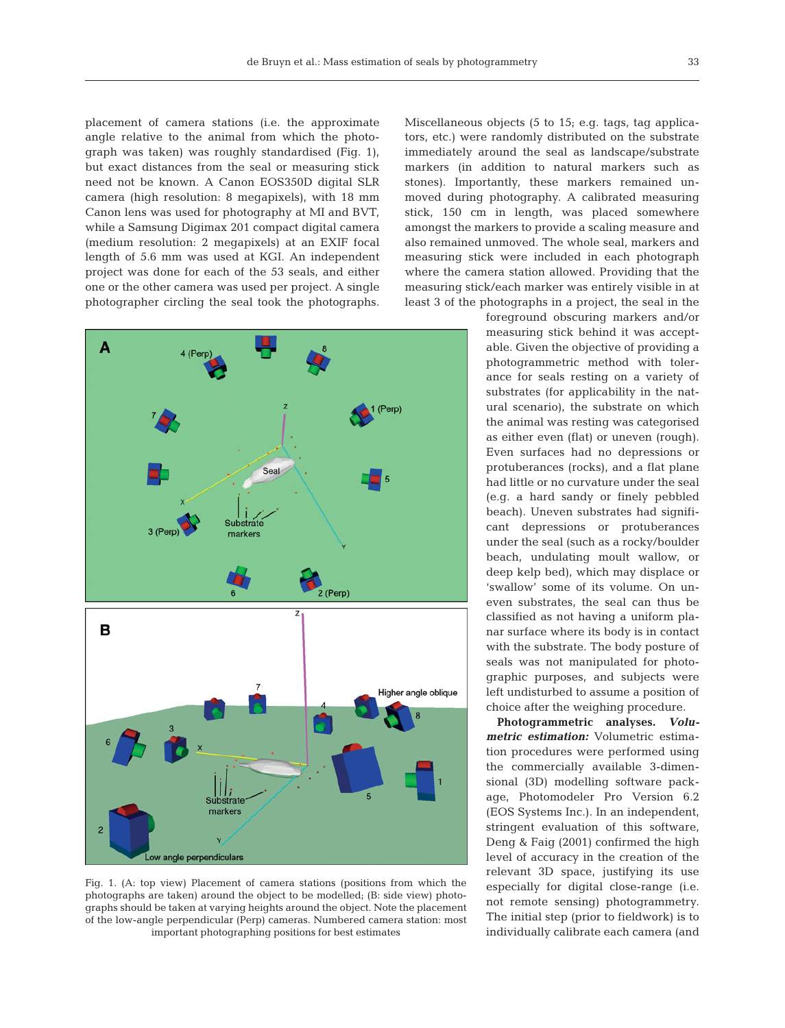placement of camera stations (i.e. the approximate angle relative to the animal from which the photograph was taken) was roughly standardised (Fig. 1), but exact distances from the seal or measuring stick need not be known. A Canon EOS350D digital SLR camera (high resolution: 8 megapixels), with 18 mm Canon lens was used for photography at MI and BVT, while a Samsung Digimax 201 compact digital camera (medium resolution: 2 megapixels) at an EXIF focal length of 5.6 mm was used at KGI. An independent project was done for each of the 53 seals, and either one or the other camera was used per project. A single photographer circling the seal took the photographs. Miscellaneous objects (5 to 15; e.g. tags, tag applicators, etc.) were randomly distributed on the substrate immediately around the seal as landscape/substrate markers (in addition to natural markers such as stones). Importantly, these markers remained unmoved during photography. A calibrated measuring stick, 150 cm in length, was placed somewhere amongst the markers to provide a scaling measure and also remained unmoved. The whole seal, markers and measuring stick were included in each photograph where the camera station allowed. Providing that the measuring stick/each marker was entirely visible in at least 3 of the photographs in a project, the seal in the foreground obscuring markers and/or measuring stick behind it was acceptable. Given the objective of providing a photogrammetric method with tolerance for seals resting on a variety of substrates (for applicability in the natural scenario), the substrate on which the animal was resting was categorised as either even (flat) or uneven (rough). Even surfaces had no depressions or protuberances (rocks), and a flat plane had little or no curvature under the seal (e.g. a hard sandy or finely pebbled beach). Uneven substrates had significant depressions or protuberances under the seal (such as a rocky/boulder beach, undulating moult wallow, or deep kelp bed), which may displace or 'swallow' some of its volume. On uneven substrates, the seal can thus be classified as not having a uniform planar surface where its body is in contact with the substrate. The body posture of seals was not manipulated for photographic purposes, and subjects were left undisturbed to assume a position of choice after the weighing procedure.

Fig. 1. (A: top view) Placement of camera stations (positions from which the photographs are taken) around the object to be modelled; (B: side view) photographs should be taken at varying heights around the object. Note the placement of the low-angle perpendicular (Perp) cameras. Numbered camera station: most important photographing positions for best estimates

**Photogrammetric analyses.** ***Volumetric estimation:*** Volumetric estimation procedures were performed using the commercially available 3-dimensional (3D) modelling software package, Photomodeler Pro Version 6.2 (EOS Systems Inc.). In an independent, stringent evaluation of this software, Deng & Faig (2001) confirmed the high level of accuracy in the creation of the relevant 3D space, justifying its use especially for digital close-range (i.e. not remote sensing) photogrammetry. The initial step (prior to fieldwork) is to individually calibrate each camera (and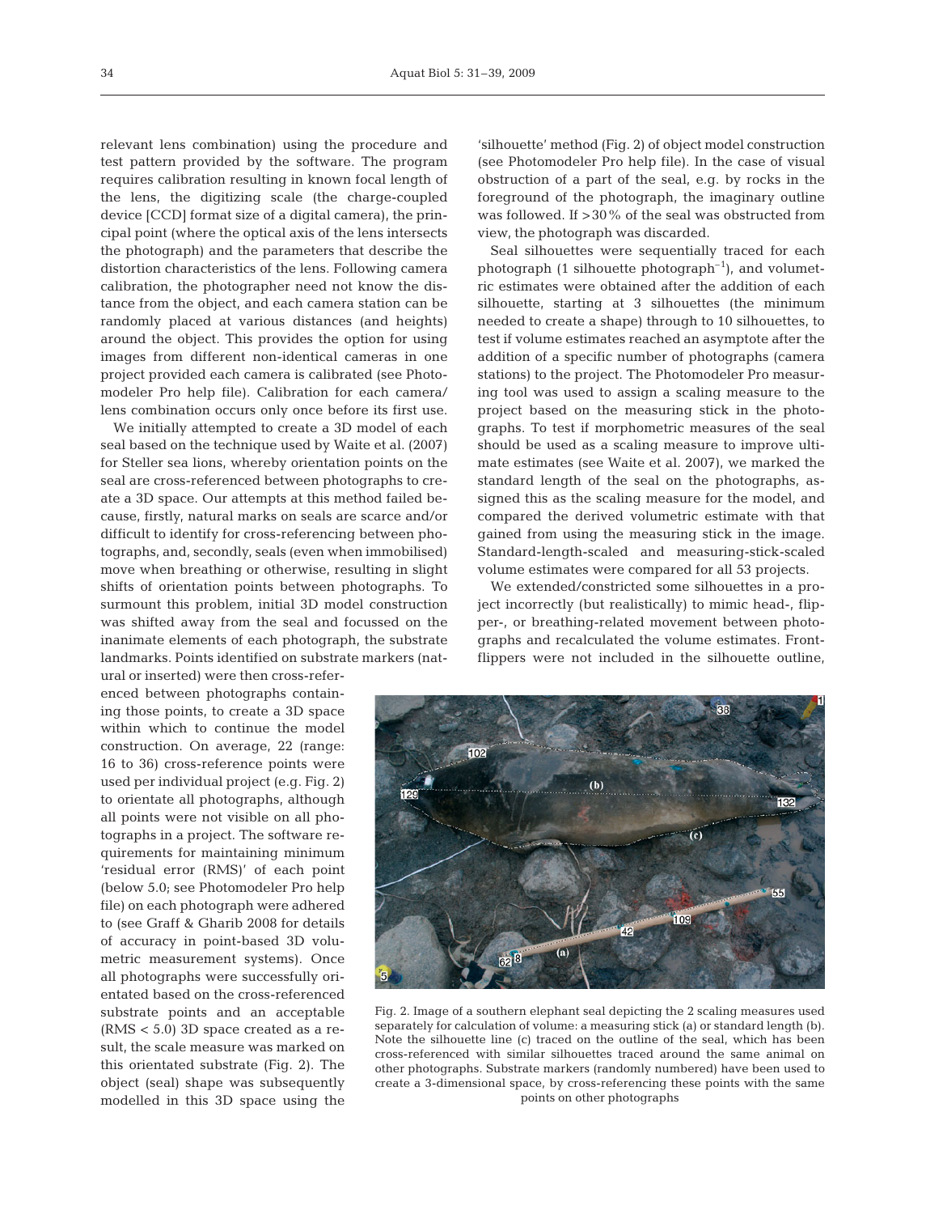relevant lens combination) using the procedure and test pattern provided by the software. The program requires calibration resulting in known focal length of the lens, the digitizing scale (the charge-coupled device [CCD] format size of a digital camera), the principal point (where the optical axis of the lens intersects the photograph) and the parameters that describe the distortion characteristics of the lens. Following camera calibration, the photographer need not know the distance from the object, and each camera station can be randomly placed at various distances (and heights) around the object. This provides the option for using images from different non-identical cameras in one project provided each camera is calibrated (see Photomodeler Pro help file). Calibration for each camera/lens combination occurs only once before its first use.

We initially attempted to create a 3D model of each seal based on the technique used by Waite et al. (2007) for Steller sea lions, whereby orientation points on the seal are cross-referenced between photographs to create a 3D space. Our attempts at this method failed because, firstly, natural marks on seals are scarce and/or difficult to identify for cross-referencing between photographs, and, secondly, seals (even when immobilised) move when breathing or otherwise, resulting in slight shifts of orientation points between photographs. To surmount this problem, initial 3D model construction was shifted away from the seal and focussed on the inanimate elements of each photograph, the substrate landmarks. Points identified on substrate markers (natural or inserted) were then cross-referenced between photographs containing those points, to create a 3D space within which to continue the model construction. On average, 22 (range: 16 to 36) cross-reference points were used per individual project (e.g. Fig. 2) to orientate all photographs, although all points were not visible on all photographs in a project. The software requirements for maintaining minimum 'residual error (RMS)' of each point (below 5.0; see Photomodeler Pro help file) on each photograph were adhered to (see Graff & Gharib 2008 for details of accuracy in point-based 3D volumetric measurement systems). Once all photographs were successfully orientated based on the cross-referenced substrate points and an acceptable (RMS < 5.0) 3D space created as a result, the scale measure was marked on this orientated substrate (Fig. 2). The object (seal) shape was subsequently modelled in this 3D space using the 'silhouette' method (Fig. 2) of object model construction (see Photomodeler Pro help file). In the case of visual obstruction of a part of the seal, e.g. by rocks in the foreground of the photograph, the imaginary outline was followed. If >30% of the seal was obstructed from view, the photograph was discarded.

Seal silhouettes were sequentially traced for each photograph (1 silhouette photograph$^{-1}$), and volumetric estimates were obtained after the addition of each silhouette, starting at 3 silhouettes (the minimum needed to create a shape) through to 10 silhouettes, to test if volume estimates reached an asymptote after the addition of a specific number of photographs (camera stations) to the project. The Photomodeler Pro measuring tool was used to assign a scaling measure to the project based on the measuring stick in the photographs. To test if morphometric measures of the seal should be used as a scaling measure to improve ultimate estimates (see Waite et al. 2007), we marked the standard length of the seal on the photographs, assigned this as the scaling measure for the model, and compared the derived volumetric estimate with that gained from using the measuring stick in the image. Standard-length-scaled and measuring-stick-scaled volume estimates were compared for all 53 projects.

We extended/constricted some silhouettes in a project incorrectly (but realistically) to mimic head-, flipper-, or breathing-related movement between photographs and recalculated the volume estimates. Front-flippers were not included in the silhouette outline,

Fig. 2. Image of a southern elephant seal depicting the 2 scaling measures used separately for calculation of volume: a measuring stick (a) or standard length (b). Note the silhouette line (c) traced on the outline of the seal, which has been cross-referenced with similar silhouettes traced around the same animal on other photographs. Substrate markers (randomly numbered) have been used to create a 3-dimensional space, by cross-referencing these points with the same points on other photographs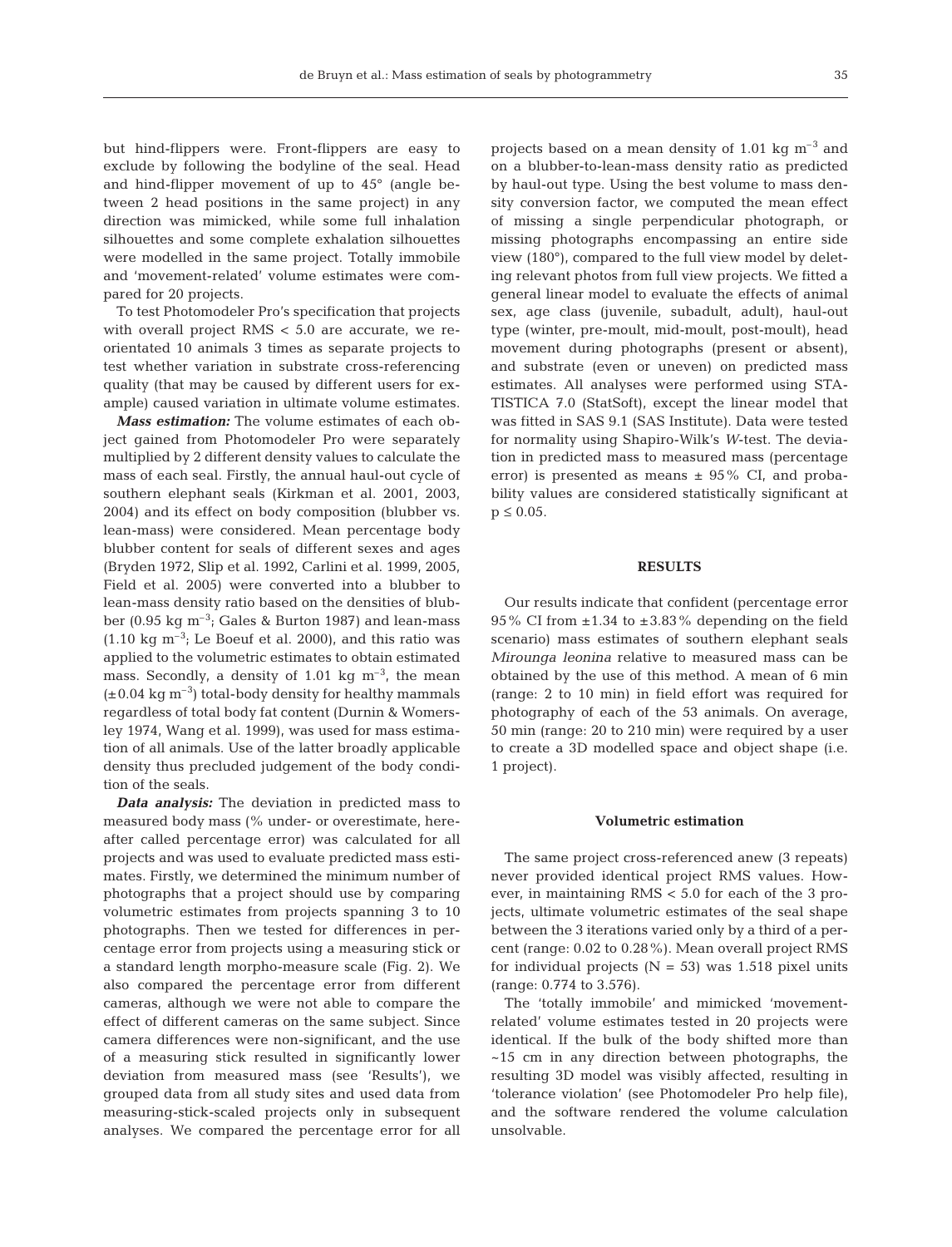but hind-flippers were. Front-flippers are easy to exclude by following the bodyline of the seal. Head and hind-flipper movement of up to 45° (angle between 2 head positions in the same project) in any direction was mimicked, while some full inhalation silhouettes and some complete exhalation silhouettes were modelled in the same project. Totally immobile and 'movement-related' volume estimates were compared for 20 projects.

To test Photomodeler Pro's specification that projects with overall project RMS < 5.0 are accurate, we reorientated 10 animals 3 times as separate projects to test whether variation in substrate cross-referencing quality (that may be caused by different users for example) caused variation in ultimate volume estimates.

***Mass estimation:*** The volume estimates of each object gained from Photomodeler Pro were separately multiplied by 2 different density values to calculate the mass of each seal. Firstly, the annual haul-out cycle of southern elephant seals (Kirkman et al. 2001, 2003, 2004) and its effect on body composition (blubber vs. lean-mass) were considered. Mean percentage body blubber content for seals of different sexes and ages (Bryden 1972, Slip et al. 1992, Carlini et al. 1999, 2005, Field et al. 2005) were converted into a blubber to lean-mass density ratio based on the densities of blubber (0.95 kg $m^{-3}$; Gales & Burton 1987) and lean-mass (1.10 kg $m^{-3}$; Le Boeuf et al. 2000), and this ratio was applied to the volumetric estimates to obtain estimated mass. Secondly, a density of 1.01 kg $m^{-3}$, the mean (±0.04 kg $m^{-3}$) total-body density for healthy mammals regardless of total body fat content (Durnin & Womersley 1974, Wang et al. 1999), was used for mass estimation of all animals. Use of the latter broadly applicable density thus precluded judgement of the body condition of the seals.

***Data analysis:*** The deviation in predicted mass to measured body mass (% under- or overestimate, hereafter called percentage error) was calculated for all projects and was used to evaluate predicted mass estimates. Firstly, we determined the minimum number of photographs that a project should use by comparing volumetric estimates from projects spanning 3 to 10 photographs. Then we tested for differences in percentage error from projects using a measuring stick or a standard length morpho-measure scale (Fig. 2). We also compared the percentage error from different cameras, although we were not able to compare the effect of different cameras on the same subject. Since camera differences were non-significant, and the use of a measuring stick resulted in significantly lower deviation from measured mass (see 'Results'), we grouped data from all study sites and used data from measuring-stick-scaled projects only in subsequent analyses. We compared the percentage error for all projects based on a mean density of 1.01 kg $m^{-3}$ and on a blubber-to-lean-mass density ratio as predicted by haul-out type. Using the best volume to mass density conversion factor, we computed the mean effect of missing a single perpendicular photograph, or missing photographs encompassing an entire side view (180°), compared to the full view model by deleting relevant photos from full view projects. We fitted a general linear model to evaluate the effects of animal sex, age class (juvenile, subadult, adult), haul-out type (winter, pre-moult, mid-moult, post-moult), head movement during photographs (present or absent), and substrate (even or uneven) on predicted mass estimates. All analyses were performed using STATISTICA 7.0 (StatSoft), except the linear model that was fitted in SAS 9.1 (SAS Institute). Data were tested for normality using Shapiro-Wilk's *W*-test. The deviation in predicted mass to measured mass (percentage error) is presented as means ± 95% CI, and probability values are considered statistically significant at $p \leq 0.05$.

## RESULTS

Our results indicate that confident (percentage error 95% CI from ±1.34 to ±3.83% depending on the field scenario) mass estimates of southern elephant seals *Mirounga leonina* relative to measured mass can be obtained by the use of this method. A mean of 6 min (range: 2 to 10 min) in field effort was required for photography of each of the 53 animals. On average, 50 min (range: 20 to 210 min) were required by a user to create a 3D modelled space and object shape (i.e. 1 project).

### Volumetric estimation

The same project cross-referenced anew (3 repeats) never provided identical project RMS values. However, in maintaining RMS < 5.0 for each of the 3 projects, ultimate volumetric estimates of the seal shape between the 3 iterations varied only by a third of a percent (range: 0.02 to 0.28%). Mean overall project RMS for individual projects (N = 53) was 1.518 pixel units (range: 0.774 to 3.576).

The 'totally immobile' and mimicked 'movement-related' volume estimates tested in 20 projects were identical. If the bulk of the body shifted more than ~15 cm in any direction between photographs, the resulting 3D model was visibly affected, resulting in 'tolerance violation' (see Photomodeler Pro help file), and the software rendered the volume calculation unsolvable.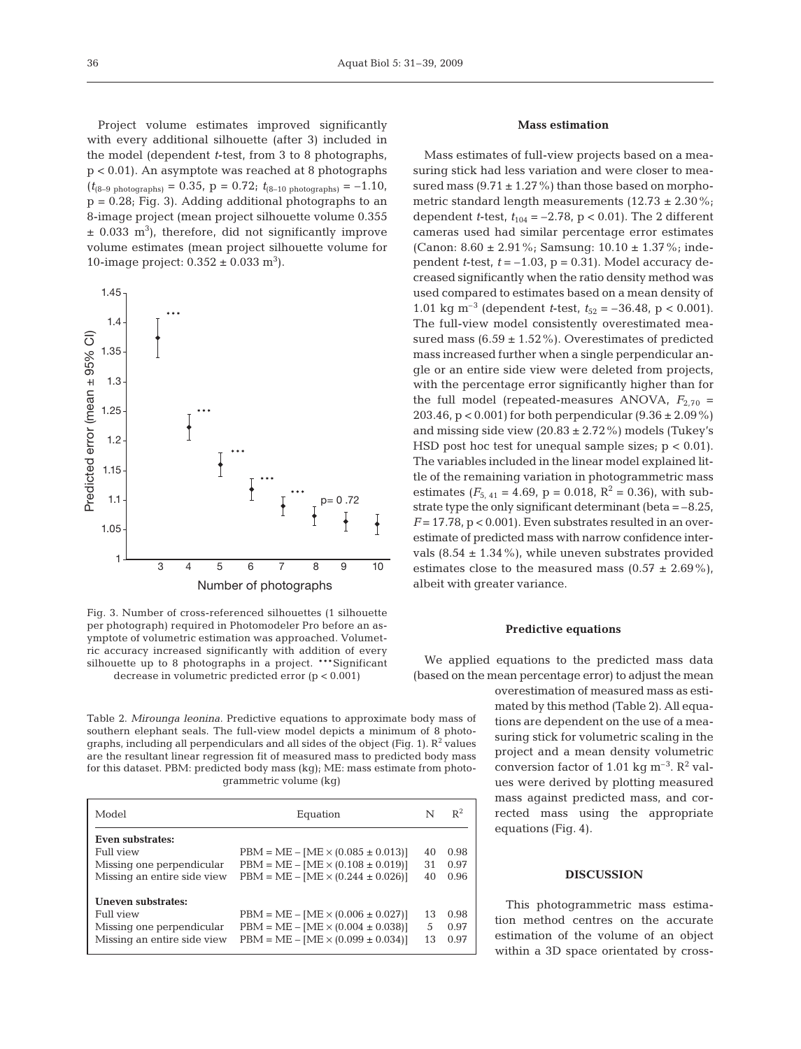Project volume estimates improved significantly with every additional silhouette (after 3) included in the model (dependent *t*-test, from 3 to 8 photographs, $p < 0.01$). An asymptote was reached at 8 photographs ($t_{(8\text{–}9\ \text{photographs})} = 0.35$, $p = 0.72$; $t_{(8\text{–}10\ \text{photographs})} = -1.10$, $p = 0.28$; Fig. 3). Adding additional photographs to an 8-image project (mean project silhouette volume 0.355 ± 0.033 $m^3$), therefore, did not significantly improve volume estimates (mean project silhouette volume for 10-image project: 0.352 ± 0.033 $m^3$).

Fig. 3. Number of cross-referenced silhouettes (1 silhouette per photograph) required in Photomodeler Pro before an asymptote of volumetric estimation was approached. Volumetric accuracy increased significantly with addition of every silhouette up to 8 photographs in a project. ***Significant decrease in volumetric predicted error ($p < 0.001$)

Table 2. *Mirounga leonina*. Predictive equations to approximate body mass of southern elephant seals. The full-view model depicts a minimum of 8 photographs, including all perpendiculars and all sides of the object (Fig. 1). $R^2$ values are the resultant linear regression fit of measured mass to predicted body mass for this dataset. PBM: predicted body mass (kg); ME: mass estimate from photogrammetric volume (kg)

| Model | Equation | N | $R^2$ |
|---|---|---|---|
| **Even substrates:** | | | |
| Full view | PBM = ME – [ME × (0.085 ± 0.013)] | 40 | 0.98 |
| Missing one perpendicular | PBM = ME – [ME × (0.108 ± 0.019)] | 31 | 0.97 |
| Missing an entire side view | PBM = ME – [ME × (0.244 ± 0.026)] | 40 | 0.96 |
| **Uneven substrates:** | | | |
| Full view | PBM = ME – [ME × (0.006 ± 0.027)] | 13 | 0.98 |
| Missing one perpendicular | PBM = ME – [ME × (0.004 ± 0.038)] | 5 | 0.97 |
| Missing an entire side view | PBM = ME – [ME × (0.099 ± 0.034)] | 13 | 0.97 |

### Mass estimation

Mass estimates of full-view projects based on a measuring stick had less variation and were closer to measured mass (9.71 ± 1.27%) than those based on morphometric standard length measurements (12.73 ± 2.30%; dependent *t*-test, $t_{104} = -2.78$, $p < 0.01$). The 2 different cameras used had similar percentage error estimates (Canon: 8.60 ± 2.91%; Samsung: 10.10 ± 1.37%; independent *t*-test, $t = -1.03$, $p = 0.31$). Model accuracy decreased significantly when the ratio density method was used compared to estimates based on a mean density of 1.01 kg $m^{-3}$ (dependent *t*-test, $t_{52} = -36.48$, $p < 0.001$). The full-view model consistently overestimated measured mass (6.59 ± 1.52%). Overestimates of predicted mass increased further when a single perpendicular angle or an entire side view were deleted from projects, with the percentage error significantly higher than for the full model (repeated-measures ANOVA, $F_{2,70} = 203.46$, $p < 0.001$) for both perpendicular (9.36 ± 2.09%) and missing side view (20.83 ± 2.72%) models (Tukey's HSD post hoc test for unequal sample sizes; $p < 0.01$). The variables included in the linear model explained little of the remaining variation in photogrammetric mass estimates ($F_{5,41} = 4.69$, $p = 0.018$, $R^2 = 0.36$), with substrate type the only significant determinant (beta = –8.25, $F = 17.78$, $p < 0.001$). Even substrates resulted in an overestimate of predicted mass with narrow confidence intervals (8.54 ± 1.34%), while uneven substrates provided estimates close to the measured mass (0.57 ± 2.69%), albeit with greater variance.

### Predictive equations

We applied equations to the predicted mass data (based on the mean percentage error) to adjust the mean overestimation of measured mass as estimated by this method (Table 2). All equations are dependent on the use of a measuring stick for volumetric scaling in the project and a mean density volumetric conversion factor of 1.01 kg $m^{-3}$. $R^2$ values were derived by plotting measured mass against predicted mass, and corrected mass using the appropriate equations (Fig. 4).

## DISCUSSION

This photogrammetric mass estimation method centres on the accurate estimation of the volume of an object within a 3D space orientated by cross-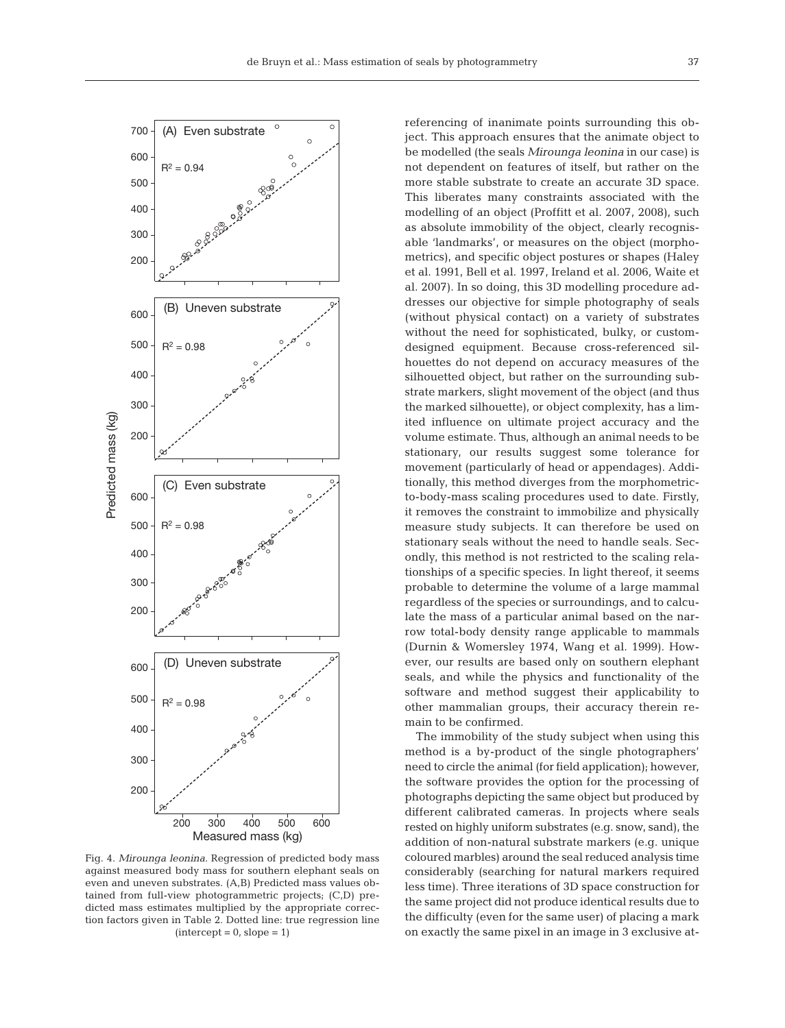Fig. 4. *Mirounga leonina.* Regression of predicted body mass against measured body mass for southern elephant seals on even and uneven substrates. (A,B) Predicted mass values obtained from full-view photogrammetric projects; (C,D) predicted mass estimates multiplied by the appropriate correction factors given in Table 2. Dotted line: true regression line (intercept = 0, slope = 1)

referencing of inanimate points surrounding this object. This approach ensures that the animate object to be modelled (the seals *Mirounga leonina* in our case) is not dependent on features of itself, but rather on the more stable substrate to create an accurate 3D space. This liberates many constraints associated with the modelling of an object (Proffitt et al. 2007, 2008), such as absolute immobility of the object, clearly recognisable 'landmarks', or measures on the object (morphometrics), and specific object postures or shapes (Haley et al. 1991, Bell et al. 1997, Ireland et al. 2006, Waite et al. 2007). In so doing, this 3D modelling procedure addresses our objective for simple photography of seals (without physical contact) on a variety of substrates without the need for sophisticated, bulky, or custom-designed equipment. Because cross-referenced silhouettes do not depend on accuracy measures of the silhouetted object, but rather on the surrounding substrate markers, slight movement of the object (and thus the marked silhouette), or object complexity, has a limited influence on ultimate project accuracy and the volume estimate. Thus, although an animal needs to be stationary, our results suggest some tolerance for movement (particularly of head or appendages). Additionally, this method diverges from the morphometric-to-body-mass scaling procedures used to date. Firstly, it removes the constraint to immobilize and physically measure study subjects. It can therefore be used on stationary seals without the need to handle seals. Secondly, this method is not restricted to the scaling relationships of a specific species. In light thereof, it seems probable to determine the volume of a large mammal regardless of the species or surroundings, and to calculate the mass of a particular animal based on the narrow total-body density range applicable to mammals (Durnin & Womersley 1974, Wang et al. 1999). However, our results are based only on southern elephant seals, and while the physics and functionality of the software and method suggest their applicability to other mammalian groups, their accuracy therein remain to be confirmed.

The immobility of the study subject when using this method is a by-product of the single photographers' need to circle the animal (for field application); however, the software provides the option for the processing of photographs depicting the same object but produced by different calibrated cameras. In projects where seals rested on highly uniform substrates (e.g. snow, sand), the addition of non-natural substrate markers (e.g. unique coloured marbles) around the seal reduced analysis time considerably (searching for natural markers required less time). Three iterations of 3D space construction for the same project did not produce identical results due to the difficulty (even for the same user) of placing a mark on exactly the same pixel in an image in 3 exclusive at-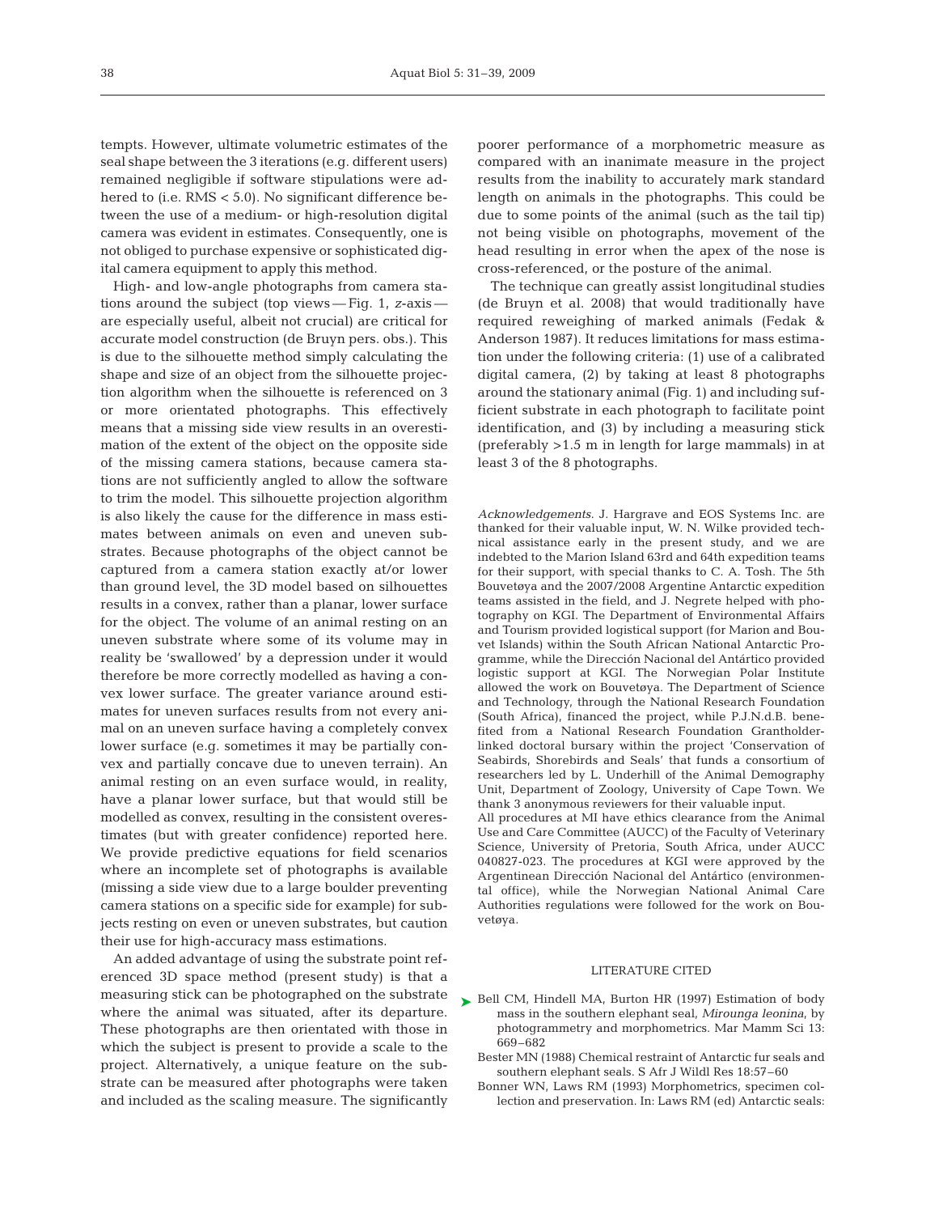tempts. However, ultimate volumetric estimates of the seal shape between the 3 iterations (e.g. different users) remained negligible if software stipulations were adhered to (i.e. RMS < 5.0). No significant difference between the use of a medium- or high-resolution digital camera was evident in estimates. Consequently, one is not obliged to purchase expensive or sophisticated digital camera equipment to apply this method.

High- and low-angle photographs from camera stations around the subject (top views — Fig. 1, $z$-axis — are especially useful, albeit not crucial) are critical for accurate model construction (de Bruyn pers. obs.). This is due to the silhouette method simply calculating the shape and size of an object from the silhouette projection algorithm when the silhouette is referenced on 3 or more orientated photographs. This effectively means that a missing side view results in an overestimation of the extent of the object on the opposite side of the missing camera stations, because camera stations are not sufficiently angled to allow the software to trim the model. This silhouette projection algorithm is also likely the cause for the difference in mass estimates between animals on even and uneven substrates. Because photographs of the object cannot be captured from a camera station exactly at/or lower than ground level, the 3D model based on silhouettes results in a convex, rather than a planar, lower surface for the object. The volume of an animal resting on an uneven substrate where some of its volume may in reality be 'swallowed' by a depression under it would therefore be more correctly modelled as having a convex lower surface. The greater variance around estimates for uneven surfaces results from not every animal on an uneven surface having a completely convex lower surface (e.g. sometimes it may be partially convex and partially concave due to uneven terrain). An animal resting on an even surface would, in reality, have a planar lower surface, but that would still be modelled as convex, resulting in the consistent overestimates (but with greater confidence) reported here. We provide predictive equations for field scenarios where an incomplete set of photographs is available (missing a side view due to a large boulder preventing camera stations on a specific side for example) for subjects resting on even or uneven substrates, but caution their use for high-accuracy mass estimations.

An added advantage of using the substrate point referenced 3D space method (present study) is that a measuring stick can be photographed on the substrate where the animal was situated, after its departure. These photographs are then orientated with those in which the subject is present to provide a scale to the project. Alternatively, a unique feature on the substrate can be measured after photographs were taken and included as the scaling measure. The significantly poorer performance of a morphometric measure as compared with an inanimate measure in the project results from the inability to accurately mark standard length on animals in the photographs. This could be due to some points of the animal (such as the tail tip) not being visible on photographs, movement of the head resulting in error when the apex of the nose is cross-referenced, or the posture of the animal.

The technique can greatly assist longitudinal studies (de Bruyn et al. 2008) that would traditionally have required reweighing of marked animals (Fedak & Anderson 1987). It reduces limitations for mass estimation under the following criteria: (1) use of a calibrated digital camera, (2) by taking at least 8 photographs around the stationary animal (Fig. 1) and including sufficient substrate in each photograph to facilitate point identification, and (3) by including a measuring stick (preferably >1.5 m in length for large mammals) in at least 3 of the 8 photographs.

*Acknowledgements.* J. Hargrave and EOS Systems Inc. are thanked for their valuable input, W. N. Wilke provided technical assistance early in the present study, and we are indebted to the Marion Island 63rd and 64th expedition teams for their support, with special thanks to C. A. Tosh. The 5th Bouvetøya and the 2007/2008 Argentine Antarctic expedition teams assisted in the field, and J. Negrete helped with photography on KGI. The Department of Environmental Affairs and Tourism provided logistical support (for Marion and Bouvet Islands) within the South African National Antarctic Programme, while the Dirección Nacional del Antártico provided logistic support at KGI. The Norwegian Polar Institute allowed the work on Bouvetøya. The Department of Science and Technology, through the National Research Foundation (South Africa), financed the project, while P.J.N.d.B. benefited from a National Research Foundation Grantholder-linked doctoral bursary within the project 'Conservation of Seabirds, Shorebirds and Seals' that funds a consortium of researchers led by L. Underhill of the Animal Demography Unit, Department of Zoology, University of Cape Town. We thank 3 anonymous reviewers for their valuable input.

All procedures at MI have ethics clearance from the Animal Use and Care Committee (AUCC) of the Faculty of Veterinary Science, University of Pretoria, South Africa, under AUCC 040827-023. The procedures at KGI were approved by the Argentinean Dirección Nacional del Antártico (environmental office), while the Norwegian National Animal Care Authorities regulations were followed for the work on Bouvetøya.

## LITERATURE CITED

- Bell CM, Hindell MA, Burton HR (1997) Estimation of body mass in the southern elephant seal, *Mirounga leonina*, by photogrammetry and morphometrics. Mar Mamm Sci 13: 669–682
- Bester MN (1988) Chemical restraint of Antarctic fur seals and southern elephant seals. S Afr J Wildl Res 18:57–60
- Bonner WN, Laws RM (1993) Morphometrics, specimen collection and preservation. In: Laws RM (ed) Antarctic seals: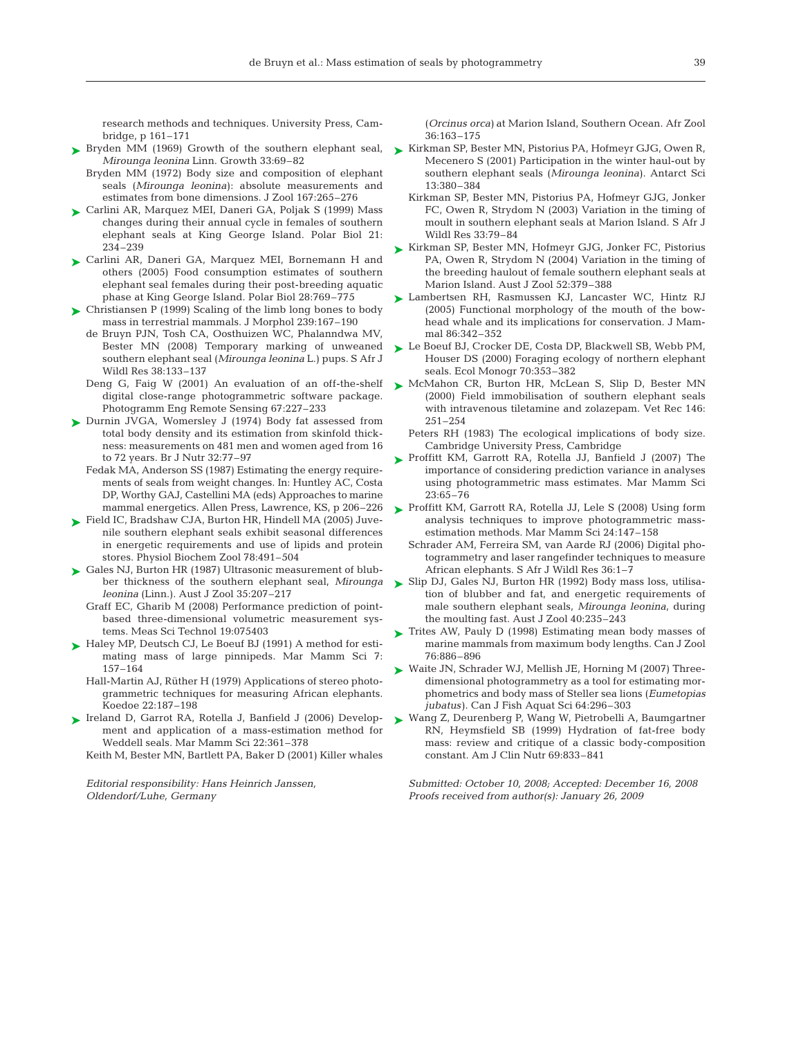research methods and techniques. University Press, Cambridge, p 161–171

Bryden MM (1969) Growth of the southern elephant seal, *Mirounga leonina* Linn. Growth 33:69–82

Bryden MM (1972) Body size and composition of elephant seals (*Mirounga leonina*): absolute measurements and estimates from bone dimensions. J Zool 167:265–276

Carlini AR, Marquez MEI, Daneri GA, Poljak S (1999) Mass changes during their annual cycle in females of southern elephant seals at King George Island. Polar Biol 21: 234–239

Carlini AR, Daneri GA, Marquez MEI, Bornemann H and others (2005) Food consumption estimates of southern elephant seal females during their post-breeding aquatic phase at King George Island. Polar Biol 28:769–775

Christiansen P (1999) Scaling of the limb long bones to body mass in terrestrial mammals. J Morphol 239:167–190

de Bruyn PJN, Tosh CA, Oosthuizen WC, Phalanndwa MV, Bester MN (2008) Temporary marking of unweaned southern elephant seal (*Mirounga leonina* L.) pups. S Afr J Wildl Res 38:133–137

Deng G, Faig W (2001) An evaluation of an off-the-shelf digital close-range photogrammetric software package. Photogramm Eng Remote Sensing 67:227–233

Durnin JVGA, Womersley J (1974) Body fat assessed from total body density and its estimation from skinfold thickness: measurements on 481 men and women aged from 16 to 72 years. Br J Nutr 32:77–97

Fedak MA, Anderson SS (1987) Estimating the energy requirements of seals from weight changes. In: Huntley AC, Costa DP, Worthy GAJ, Castellini MA (eds) Approaches to marine mammal energetics. Allen Press, Lawrence, KS, p 206–226

Field IC, Bradshaw CJA, Burton HR, Hindell MA (2005) Juvenile southern elephant seals exhibit seasonal differences in energetic requirements and use of lipids and protein stores. Physiol Biochem Zool 78:491–504

Gales NJ, Burton HR (1987) Ultrasonic measurement of blubber thickness of the southern elephant seal, *Mirounga leonina* (Linn.). Aust J Zool 35:207–217

Graff EC, Gharib M (2008) Performance prediction of point-based three-dimensional volumetric measurement systems. Meas Sci Technol 19:075403

Haley MP, Deutsch CJ, Le Boeuf BJ (1991) A method for estimating mass of large pinnipeds. Mar Mamm Sci 7: 157–164

Hall-Martin AJ, Rüther H (1979) Applications of stereo photogrammetric techniques for measuring African elephants. Koedoe 22:187–198

Ireland D, Garrot RA, Rotella J, Banfield J (2006) Development and application of a mass-estimation method for Weddell seals. Mar Mamm Sci 22:361–378

Keith M, Bester MN, Bartlett PA, Baker D (2001) Killer whales (*Orcinus orca*) at Marion Island, Southern Ocean. Afr Zool 36:163–175

Kirkman SP, Bester MN, Pistorius PA, Hofmeyr GJG, Owen R, Mecenero S (2001) Participation in the winter haul-out by southern elephant seals (*Mirounga leonina*). Antarct Sci 13:380–384

Kirkman SP, Bester MN, Pistorius PA, Hofmeyr GJG, Jonker FC, Owen R, Strydom N (2003) Variation in the timing of moult in southern elephant seals at Marion Island. S Afr J Wildl Res 33:79–84

Kirkman SP, Bester MN, Hofmeyr GJG, Jonker FC, Pistorius PA, Owen R, Strydom N (2004) Variation in the timing of the breeding haulout of female southern elephant seals at Marion Island. Aust J Zool 52:379–388

Lambertsen RH, Rasmussen KJ, Lancaster WC, Hintz RJ (2005) Functional morphology of the mouth of the bowhead whale and its implications for conservation. J Mammal 86:342–352

Le Boeuf BJ, Crocker DE, Costa DP, Blackwell SB, Webb PM, Houser DS (2000) Foraging ecology of northern elephant seals. Ecol Monogr 70:353–382

McMahon CR, Burton HR, McLean S, Slip D, Bester MN (2000) Field immobilisation of southern elephant seals with intravenous tiletamine and zolazepam. Vet Rec 146: 251–254

Peters RH (1983) The ecological implications of body size. Cambridge University Press, Cambridge

Proffitt KM, Garrott RA, Rotella JJ, Banfield J (2007) The importance of considering prediction variance in analyses using photogrammetric mass estimates. Mar Mamm Sci 23:65–76

Proffitt KM, Garrott RA, Rotella JJ, Lele S (2008) Using form analysis techniques to improve photogrammetric mass-estimation methods. Mar Mamm Sci 24:147–158

Schrader AM, Ferreira SM, van Aarde RJ (2006) Digital photogrammetry and laser rangefinder techniques to measure African elephants. S Afr J Wildl Res 36:1–7

Slip DJ, Gales NJ, Burton HR (1992) Body mass loss, utilisation of blubber and fat, and energetic requirements of male southern elephant seals, *Mirounga leonina*, during the moulting fast. Aust J Zool 40:235–243

Trites AW, Pauly D (1998) Estimating mean body masses of marine mammals from maximum body lengths. Can J Zool 76:886–896

Waite JN, Schrader WJ, Mellish JE, Horning M (2007) Three-dimensional photogrammetry as a tool for estimating morphometrics and body mass of Steller sea lions (*Eumetopias jubatus*). Can J Fish Aquat Sci 64:296–303

Wang Z, Deurenberg P, Wang W, Pietrobelli A, Baumgartner RN, Heymsfield SB (1999) Hydration of fat-free body mass: review and critique of a classic body-composition constant. Am J Clin Nutr 69:833–841

*Editorial responsibility: Hans Heinrich Janssen, Oldendorf/Luhe, Germany*

*Submitted: October 10, 2008; Accepted: December 16, 2008*
*Proofs received from author(s): January 26, 2009*